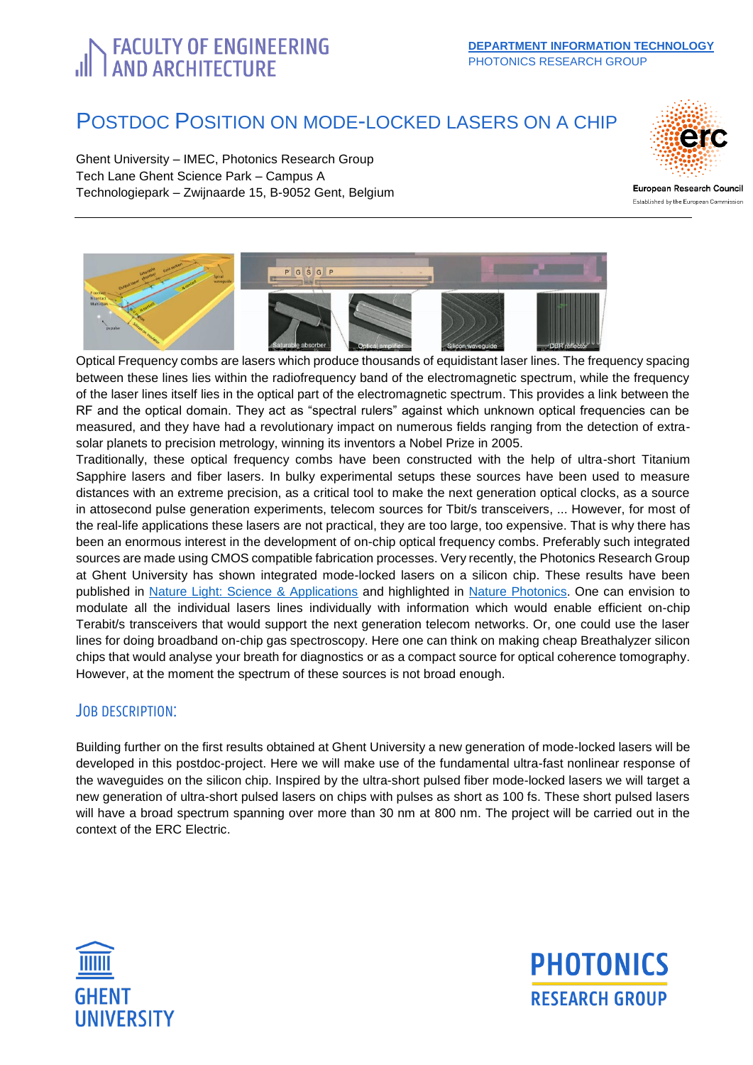FACULTY OF ENGINEERING AND ARCHITECTURE

DEPARTMENT INFORMATION TECHNOLOGY
PHOTONICS RESEARCH GROUP

# POSTDOC POSITION ON MODE-LOCKED LASERS ON A CHIP

Ghent University – IMEC, Photonics Research Group
Tech Lane Ghent Science Park – Campus A
Technologiepark – Zwijnaarde 15, B-9052 Gent, Belgium

European Research Council
Established by the European Commission

Optical Frequency combs are lasers which produce thousands of equidistant laser lines. The frequency spacing between these lines lies within the radiofrequency band of the electromagnetic spectrum, while the frequency of the laser lines itself lies in the optical part of the electromagnetic spectrum. This provides a link between the RF and the optical domain. They act as "spectral rulers" against which unknown optical frequencies can be measured, and they have had a revolutionary impact on numerous fields ranging from the detection of extra-solar planets to precision metrology, winning its inventors a Nobel Prize in 2005.

Traditionally, these optical frequency combs have been constructed with the help of ultra-short Titanium Sapphire lasers and fiber lasers. In bulky experimental setups these sources have been used to measure distances with an extreme precision, as a critical tool to make the next generation optical clocks, as a source in attosecond pulse generation experiments, telecom sources for Tbit/s transceivers, ... However, for most of the real-life applications these lasers are not practical, they are too large, too expensive. That is why there has been an enormous interest in the development of on-chip optical frequency combs. Preferably such integrated sources are made using CMOS compatible fabrication processes. Very recently, the Photonics Research Group at Ghent University has shown integrated mode-locked lasers on a silicon chip. These results have been published in Nature Light: Science & Applications and highlighted in Nature Photonics. One can envision to modulate all the individual lasers lines individually with information which would enable efficient on-chip Terabit/s transceivers that would support the next generation telecom networks. Or, one could use the laser lines for doing broadband on-chip gas spectroscopy. Here one can think on making cheap Breathalyzer silicon chips that would analyse your breath for diagnostics or as a compact source for optical coherence tomography. However, at the moment the spectrum of these sources is not broad enough.

## JOB DESCRIPTION:

Building further on the first results obtained at Ghent University a new generation of mode-locked lasers will be developed in this postdoc-project. Here we will make use of the fundamental ultra-fast nonlinear response of the waveguides on the silicon chip. Inspired by the ultra-short pulsed fiber mode-locked lasers we will target a new generation of ultra-short pulsed lasers on chips with pulses as short as 100 fs. These short pulsed lasers will have a broad spectrum spanning over more than 30 nm at 800 nm. The project will be carried out in the context of the ERC Electric.

GHENT UNIVERSITY

PHOTONICS RESEARCH GROUP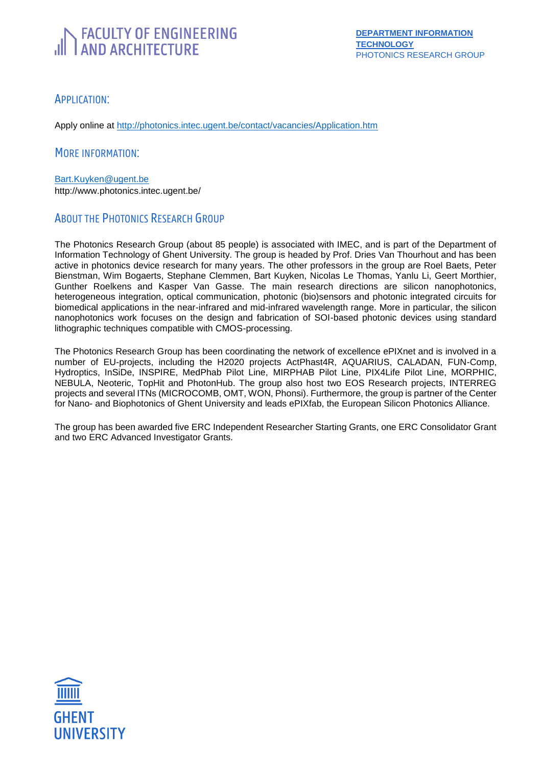## APPLICATION:

Apply online at http://photonics.intec.ugent.be/contact/vacancies/Application.htm

## MORE INFORMATION:

Bart.Kuyken@ugent.be
http://www.photonics.intec.ugent.be/

## ABOUT THE PHOTONICS RESEARCH GROUP

The Photonics Research Group (about 85 people) is associated with IMEC, and is part of the Department of Information Technology of Ghent University. The group is headed by Prof. Dries Van Thourhout and has been active in photonics device research for many years. The other professors in the group are Roel Baets, Peter Bienstman, Wim Bogaerts, Stephane Clemmen, Bart Kuyken, Nicolas Le Thomas, Yanlu Li, Geert Morthier, Gunther Roelkens and Kasper Van Gasse. The main research directions are silicon nanophotonics, heterogeneous integration, optical communication, photonic (bio)sensors and photonic integrated circuits for biomedical applications in the near-infrared and mid-infrared wavelength range. More in particular, the silicon nanophotonics work focuses on the design and fabrication of SOI-based photonic devices using standard lithographic techniques compatible with CMOS-processing.

The Photonics Research Group has been coordinating the network of excellence ePIXnet and is involved in a number of EU-projects, including the H2020 projects ActPhast4R, AQUARIUS, CALADAN, FUN-Comp, Hydroptics, InSiDe, INSPIRE, MedPhab Pilot Line, MIRPHAB Pilot Line, PIX4Life Pilot Line, MORPHIC, NEBULA, Neoteric, TopHit and PhotonHub. The group also host two EOS Research projects, INTERREG projects and several ITNs (MICROCOMB, OMT, WON, Phonsi). Furthermore, the group is partner of the Center for Nano- and Biophotonics of Ghent University and leads ePIXfab, the European Silicon Photonics Alliance.

The group has been awarded five ERC Independent Researcher Starting Grants, one ERC Consolidator Grant and two ERC Advanced Investigator Grants.